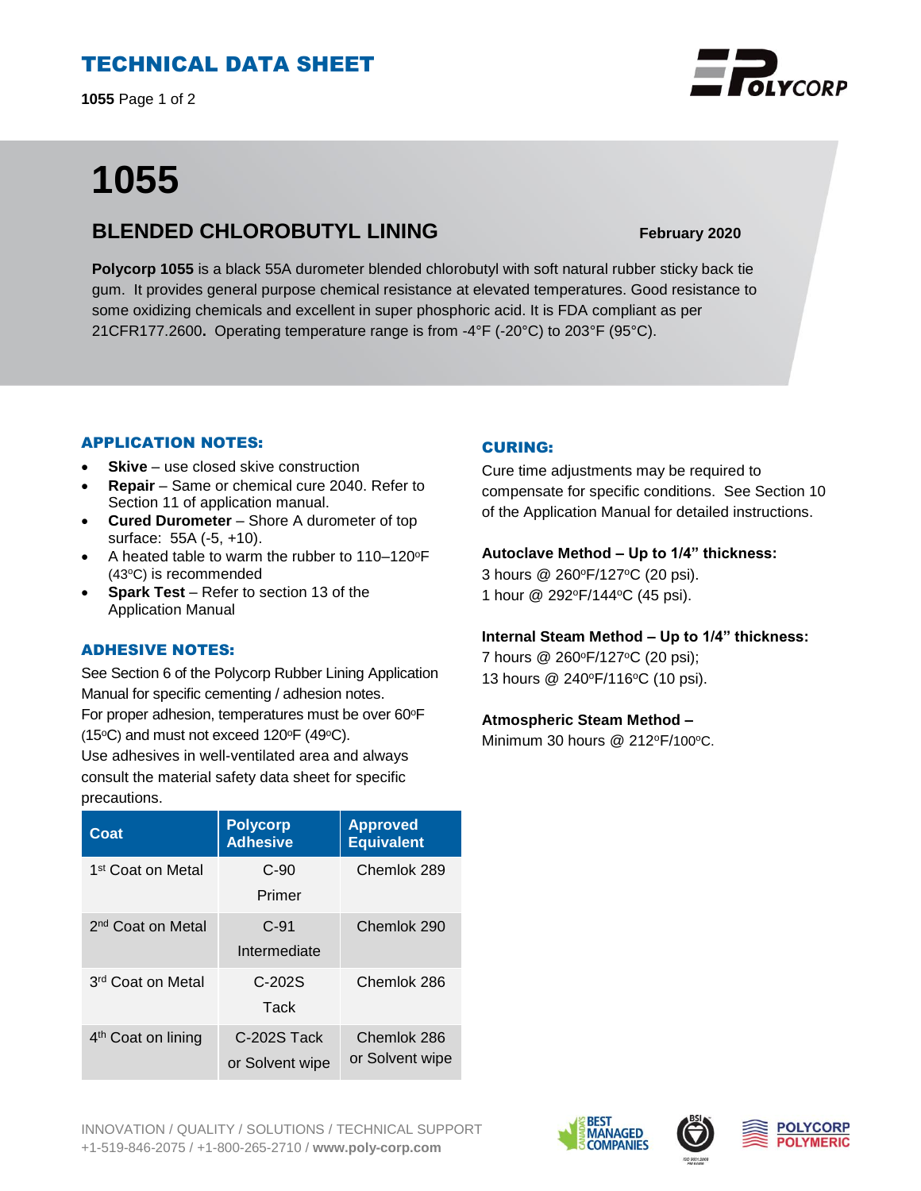# TECHNICAL DATA SHEET

# 1055

## BLENDED CHLOROBUTYL LINING

**February 2020**

**Polycorp 1055** is a black 55A durometer blended chlorobutyl with soft natural rubber sticky back tie gum. It provides general purpose chemical resistance at elevated temperatures. Good resistance to some oxidizing chemicals and excellent in super phosphoric acid. It is FDA compliant as per 21CFR177.2600**.** Operating temperature range is from -4°F (-20°C) to 203°F (95°C).

### APPLICATION NOTES:

- **Skive** – use closed skive construction
- **Repair** – Same or chemical cure 2040. Refer to Section 11 of application manual.
- **Cured Durometer** – Shore A durometer of top surface: 55A (-5, +10).
- A heated table to warm the rubber to 110–120°F (43°C) is recommended
- **Spark Test** – Refer to section 13 of the Application Manual

### ADHESIVE NOTES:

See Section 6 of the Polycorp Rubber Lining Application Manual for specific cementing / adhesion notes.
For proper adhesion, temperatures must be over 60°F (15°C) and must not exceed 120°F (49°C).
Use adhesives in well-ventilated area and always consult the material safety data sheet for specific precautions.

| Coat | Polycorp Adhesive | Approved Equivalent |
| --- | --- | --- |
| 1st Coat on Metal | C-90 Primer | Chemlok 289 |
| 2nd Coat on Metal | C-91 Intermediate | Chemlok 290 |
| 3rd Coat on Metal | C-202S Tack | Chemlok 286 |
| 4th Coat on lining | C-202S Tack or Solvent wipe | Chemlok 286 or Solvent wipe |

### CURING:

Cure time adjustments may be required to compensate for specific conditions. See Section 10 of the Application Manual for detailed instructions.

**Autoclave Method – Up to 1/4" thickness:**
3 hours @ 260°F/127°C (20 psi).
1 hour @ 292°F/144°C (45 psi).

**Internal Steam Method – Up to 1/4" thickness:**
7 hours @ 260°F/127°C (20 psi);
13 hours @ 240°F/116°C (10 psi).

**Atmospheric Steam Method –**
Minimum 30 hours @ 212°F/100°C.

INNOVATION / QUALITY / SOLUTIONS / TECHNICAL SUPPORT
+1-519-846-2075 / +1-800-265-2710 / **www.poly-corp.com**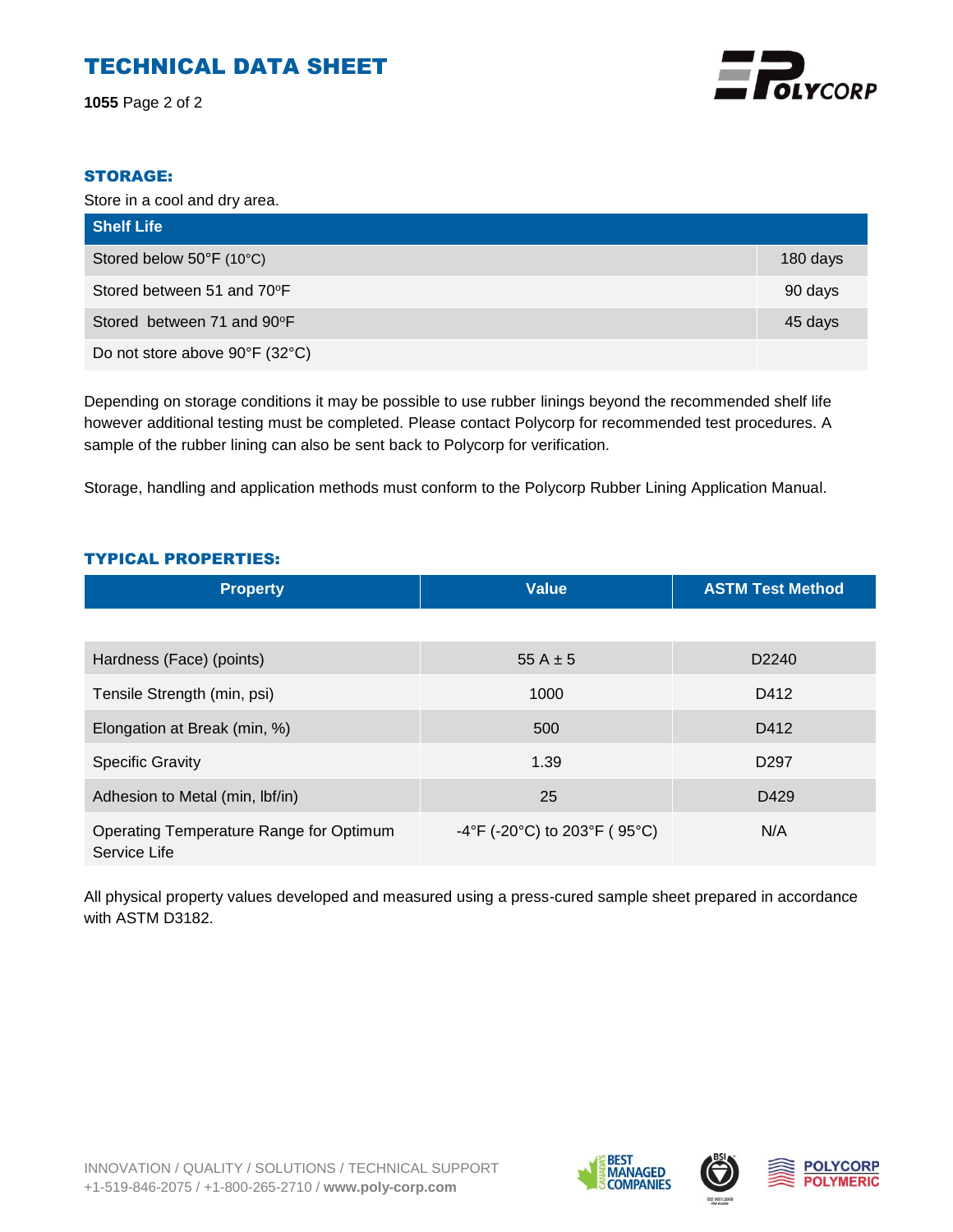## STORAGE:

Store in a cool and dry area.

| Shelf Life | |
|---|---|
| Stored below 50°F (10°C) | 180 days |
| Stored between 51 and 70ºF | 90 days |
| Stored between 71 and 90ºF | 45 days |
| Do not store above 90°F (32°C) | |

Depending on storage conditions it may be possible to use rubber linings beyond the recommended shelf life however additional testing must be completed. Please contact Polycorp for recommended test procedures. A sample of the rubber lining can also be sent back to Polycorp for verification.

Storage, handling and application methods must conform to the Polycorp Rubber Lining Application Manual.

## TYPICAL PROPERTIES:

| Property | Value | ASTM Test Method |
|---|---|---|
| Hardness (Face) (points) | 55 A ± 5 | D2240 |
| Tensile Strength (min, psi) | 1000 | D412 |
| Elongation at Break (min, %) | 500 | D412 |
| Specific Gravity | 1.39 | D297 |
| Adhesion to Metal (min, lbf/in) | 25 | D429 |
| Operating Temperature Range for Optimum Service Life | -4°F (-20°C) to 203°F ( 95°C) | N/A |

All physical property values developed and measured using a press-cured sample sheet prepared in accordance with ASTM D3182.

INNOVATION / QUALITY / SOLUTIONS / TECHNICAL SUPPORT
+1-519-846-2075 / +1-800-265-2710 / **www.poly-corp.com**